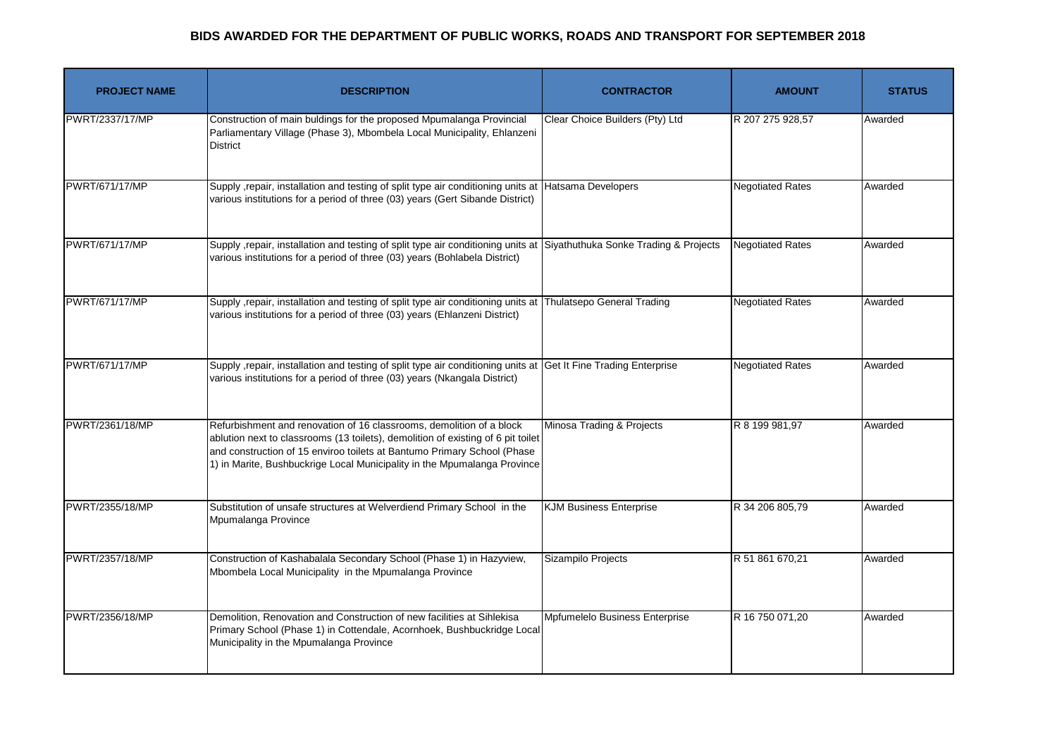# BIDS AWARDED FOR THE DEPARTMENT OF PUBLIC WORKS, ROADS AND TRANSPORT FOR SEPTEMBER 2018

| PROJECT NAME | DESCRIPTION | CONTRACTOR | AMOUNT | STATUS |
|---|---|---|---|---|
| PWRT/2337/17/MP | Construction of main buldings for the proposed Mpumalanga Provincial Parliamentary Village (Phase 3), Mbombela Local Municipality, Ehlanzeni District | Clear Choice Builders (Pty) Ltd | R 207 275 928,57 | Awarded |
| PWRT/671/17/MP | Supply ,repair, installation and testing of split type air conditioning units at various institutions for a period of three (03) years (Gert Sibande District) | Hatsama Developers | Negotiated Rates | Awarded |
| PWRT/671/17/MP | Supply ,repair, installation and testing of split type air conditioning units at various institutions for a period of three (03) years (Bohlabela District) | Siyathuthuka Sonke Trading & Projects | Negotiated Rates | Awarded |
| PWRT/671/17/MP | Supply ,repair, installation and testing of split type air conditioning units at various institutions for a period of three (03) years (Ehlanzeni District) | Thulatsepo General Trading | Negotiated Rates | Awarded |
| PWRT/671/17/MP | Supply ,repair, installation and testing of split type air conditioning units at various institutions for a period of three (03) years (Nkangala District) | Get It Fine Trading Enterprise | Negotiated Rates | Awarded |
| PWRT/2361/18/MP | Refurbishment and renovation of 16 classrooms, demolition of a block ablution next to classrooms (13 toilets), demolition of existing of 6 pit toilet and construction of 15 enviroo toilets at Bantumo Primary School (Phase 1) in Marite, Bushbuckrige Local Municipality in the Mpumalanga Province | Minosa Trading & Projects | R 8 199 981,97 | Awarded |
| PWRT/2355/18/MP | Substitution of unsafe structures at Welverdiend Primary School in the Mpumalanga Province | KJM Business Enterprise | R 34 206 805,79 | Awarded |
| PWRT/2357/18/MP | Construction of Kashabalala Secondary School (Phase 1) in Hazyview, Mbombela Local Municipality in the Mpumalanga Province | Sizampilo Projects | R 51 861 670,21 | Awarded |
| PWRT/2356/18/MP | Demolition, Renovation and Construction of new facilities at Sihlekisa Primary School (Phase 1) in Cottendale, Acornhoek, Bushbuckridge Local Municipality in the Mpumalanga Province | Mpfumelelo Business Enterprise | R 16 750 071,20 | Awarded |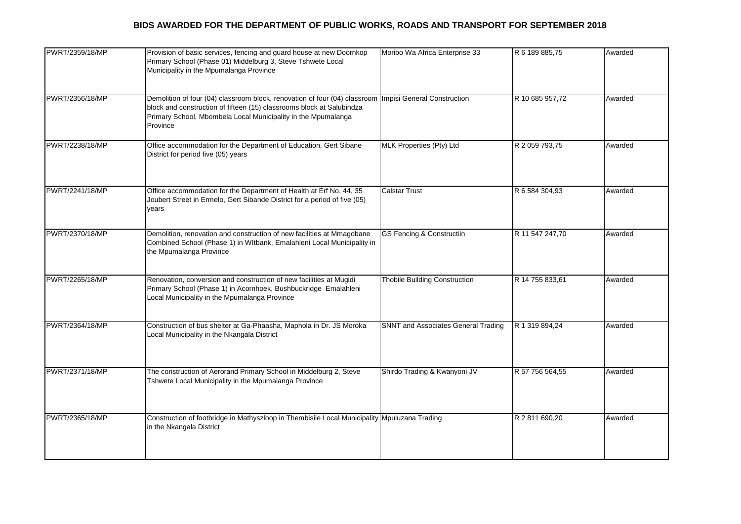# BIDS AWARDED FOR THE DEPARTMENT OF PUBLIC WORKS, ROADS AND TRANSPORT FOR SEPTEMBER 2018

| | | | | |
|---|---|---|---|---|
| PWRT/2359/18/MP | Provision of basic services, fencing and guard house at new Doornkop Primary School (Phase 01) Middelburg 3, Steve Tshwete Local Municipality in the Mpumalanga Province | Moribo Wa Africa Enterprise 33 | R 6 189 885,75 | Awarded |
| PWRT/2356/18/MP | Demolition of four (04) classroom block, renovation of four (04) classroom block and construction of fifteen (15) classrooms block at Salubindza Primary School, Mbombela Local Municipality in the Mpumalanga Province | Impisi General Construction | R 10 685 957,72 | Awarded |
| PWRT/2238/18/MP | Office accommodation for the Department of Education, Gert Sibane District for period five (05) years | MLK Properties (Pty) Ltd | R 2 059 793,75 | Awarded |
| PWRT/2241/18/MP | Office accommodation for the Department of Health at Erf No. 44, 35 Joubert Street in Ermelo, Gert Sibande District for a period of five (05) years | Calstar Trust | R 6 584 304,93 | Awarded |
| PWRT/2370/18/MP | Demolition, renovation and construction of new facilities at Mmagobane Combined School (Phase 1) in WItbank, Emalahleni Local Municipality in the Mpumalanga Province | GS Fencing & Constructiin | R 11 547 247,70 | Awarded |
| PWRT/2265/18/MP | Renovation, conversion and construction of new facilities at Mugidi Primary School (Phase 1) in Acornhoek, Bushbuckridge Emalahleni Local Municipality in the Mpumalanga Province | Thobile Building Construction | R 14 755 833,61 | Awarded |
| PWRT/2364/18/MP | Construction of bus shelter at Ga-Phaasha, Maphola in Dr. JS Moroka Local Municipality in the Nkangala District | SNNT and Associates General Trading | R 1 319 894,24 | Awarded |
| PWRT/2371/18/MP | The construction of Aerorand Primary School in Middelburg 2, Steve Tshwete Local Municipality in the Mpumalanga Province | Shirdo Trading & Kwanyoni JV | R 57 756 564,55 | Awarded |
| PWRT/2365/18/MP | Construction of footbridge in Mathyszloop in Thembisile Local Municipality in the Nkangala District | Mpuluzana Trading | R 2 811 690,20 | Awarded |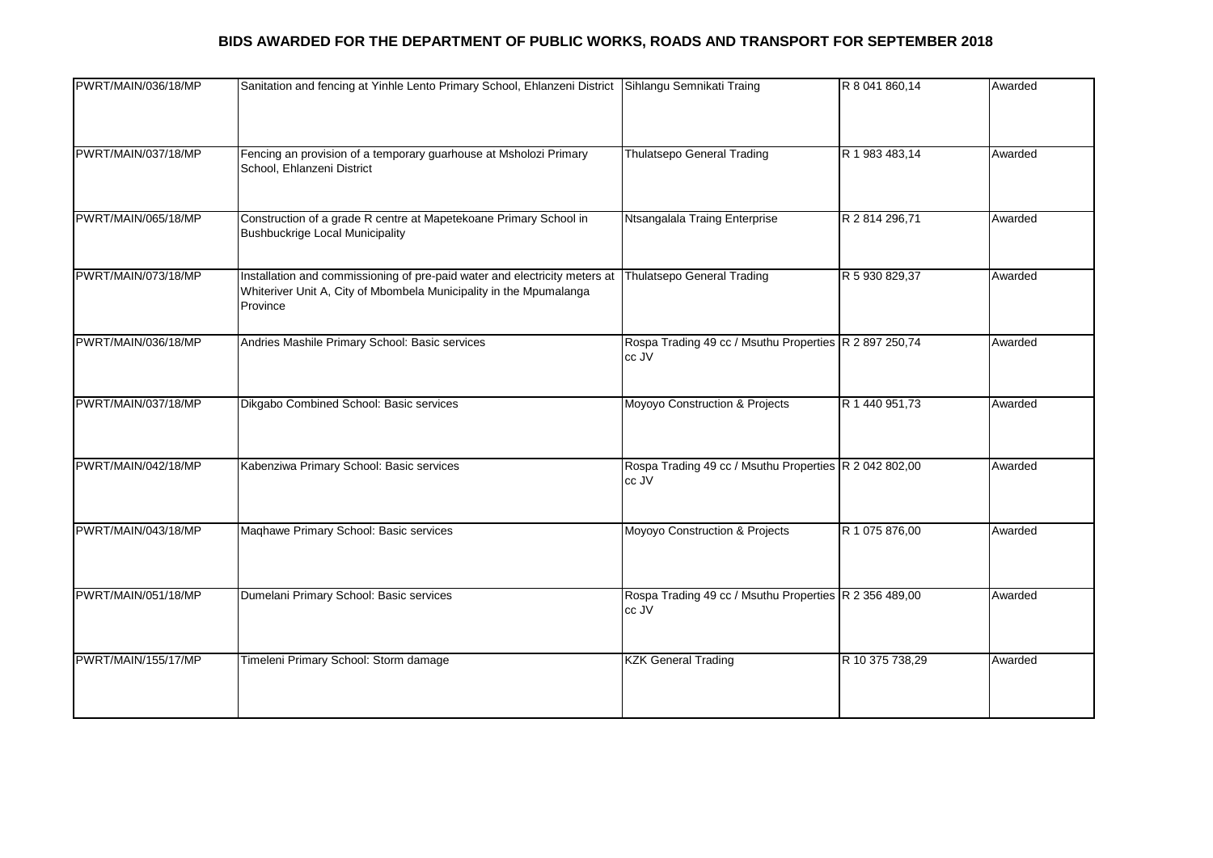## BIDS AWARDED FOR THE DEPARTMENT OF PUBLIC WORKS, ROADS AND TRANSPORT FOR SEPTEMBER 2018

| | | | | |
|---|---|---|---|---|
| PWRT/MAIN/036/18/MP | Sanitation and fencing at Yinhle Lento Primary School, Ehlanzeni District | Sihlangu Semnikati Traing | R 8 041 860,14 | Awarded |
| PWRT/MAIN/037/18/MP | Fencing an provision of a temporary guarhouse at Msholozi Primary School, Ehlanzeni District | Thulatsepo General Trading | R 1 983 483,14 | Awarded |
| PWRT/MAIN/065/18/MP | Construction of a grade R centre at Mapetekoane Primary School in Bushbuckrige Local Municipality | Ntsangalala Traing Enterprise | R 2 814 296,71 | Awarded |
| PWRT/MAIN/073/18/MP | Installation and commissioning of pre-paid water and electricity meters at Whiteriver Unit A, City of Mbombela Municipality in the Mpumalanga Province | Thulatsepo General Trading | R 5 930 829,37 | Awarded |
| PWRT/MAIN/036/18/MP | Andries Mashile Primary School: Basic services | Rospa Trading 49 cc / Msuthu Properties cc JV | R 2 897 250,74 | Awarded |
| PWRT/MAIN/037/18/MP | Dikgabo Combined School: Basic services | Moyoyo Construction & Projects | R 1 440 951,73 | Awarded |
| PWRT/MAIN/042/18/MP | Kabenziwa Primary School: Basic services | Rospa Trading 49 cc / Msuthu Properties cc JV | R 2 042 802,00 | Awarded |
| PWRT/MAIN/043/18/MP | Maqhawe Primary School: Basic services | Moyoyo Construction & Projects | R 1 075 876,00 | Awarded |
| PWRT/MAIN/051/18/MP | Dumelani Primary School: Basic services | Rospa Trading 49 cc / Msuthu Properties cc JV | R 2 356 489,00 | Awarded |
| PWRT/MAIN/155/17/MP | Timeleni Primary School: Storm damage | KZK General Trading | R 10 375 738,29 | Awarded |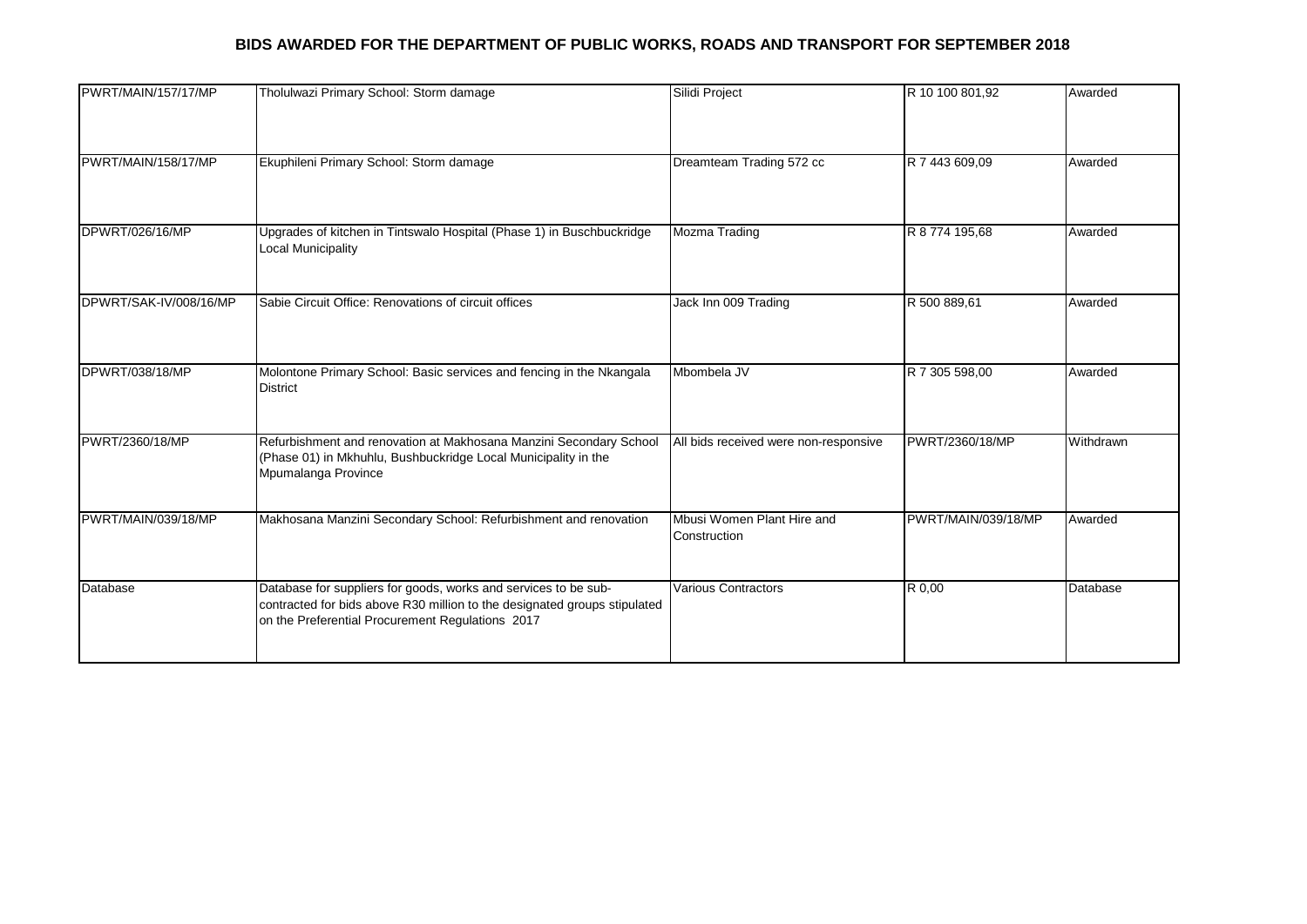**BIDS AWARDED FOR THE DEPARTMENT OF PUBLIC WORKS, ROADS AND TRANSPORT FOR SEPTEMBER 2018**

| | | | | |
|---|---|---|---|---|
| PWRT/MAIN/157/17/MP | Tholulwazi Primary School: Storm damage | Silidi Project | R 10 100 801,92 | Awarded |
| PWRT/MAIN/158/17/MP | Ekuphileni Primary School: Storm damage | Dreamteam Trading 572 cc | R 7 443 609,09 | Awarded |
| DPWRT/026/16/MP | Upgrades of kitchen in Tintswalo Hospital (Phase 1) in Buschbuckridge Local Municipality | Mozma Trading | R 8 774 195,68 | Awarded |
| DPWRT/SAK-IV/008/16/MP | Sabie Circuit Office: Renovations of circuit offices | Jack Inn 009 Trading | R 500 889,61 | Awarded |
| DPWRT/038/18/MP | Molontone Primary School: Basic services and fencing in the Nkangala District | Mbombela JV | R 7 305 598,00 | Awarded |
| PWRT/2360/18/MP | Refurbishment and renovation at Makhosana Manzini Secondary School (Phase 01) in Mkhuhlu, Bushbuckridge Local Municipality in the Mpumalanga Province | All bids received were non-responsive | PWRT/2360/18/MP | Withdrawn |
| PWRT/MAIN/039/18/MP | Makhosana Manzini Secondary School: Refurbishment and renovation | Mbusi Women Plant Hire and Construction | PWRT/MAIN/039/18/MP | Awarded |
| Database | Database for suppliers for goods, works and services to be sub-contracted for bids above R30 million to the designated groups stipulated on the Preferential Procurement Regulations 2017 | Various Contractors | R 0,00 | Database |